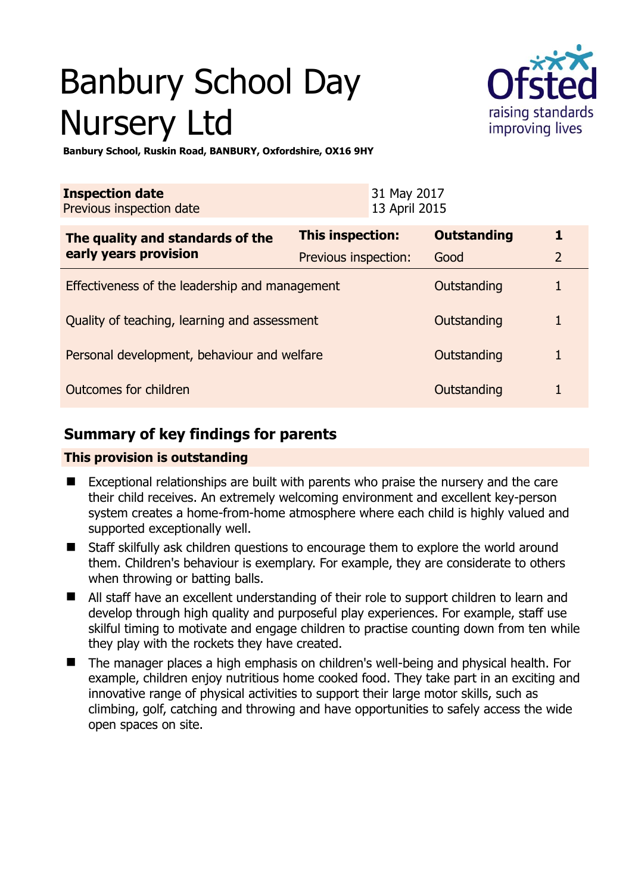# Banbury School Day Nursery Ltd

**Banbury School, Ruskin Road, BANBURY, Oxfordshire, OX16 9HY**

| **Inspection date** | 31 May 2017 |
|---|---|
| Previous inspection date | 13 April 2015 |

| **The quality and standards of the early years provision** | **This inspection:** | **Outstanding** | **1** |
|---|---|---|---|
| | Previous inspection: | Good | 2 |
| Effectiveness of the leadership and management | | Outstanding | 1 |
| Quality of teaching, learning and assessment | | Outstanding | 1 |
| Personal development, behaviour and welfare | | Outstanding | 1 |
| Outcomes for children | | Outstanding | 1 |

## Summary of key findings for parents

**This provision is outstanding**

- Exceptional relationships are built with parents who praise the nursery and the care their child receives. An extremely welcoming environment and excellent key-person system creates a home-from-home atmosphere where each child is highly valued and supported exceptionally well.
- Staff skilfully ask children questions to encourage them to explore the world around them. Children's behaviour is exemplary. For example, they are considerate to others when throwing or batting balls.
- All staff have an excellent understanding of their role to support children to learn and develop through high quality and purposeful play experiences. For example, staff use skilful timing to motivate and engage children to practise counting down from ten while they play with the rockets they have created.
- The manager places a high emphasis on children's well-being and physical health. For example, children enjoy nutritious home cooked food. They take part in an exciting and innovative range of physical activities to support their large motor skills, such as climbing, golf, catching and throwing and have opportunities to safely access the wide open spaces on site.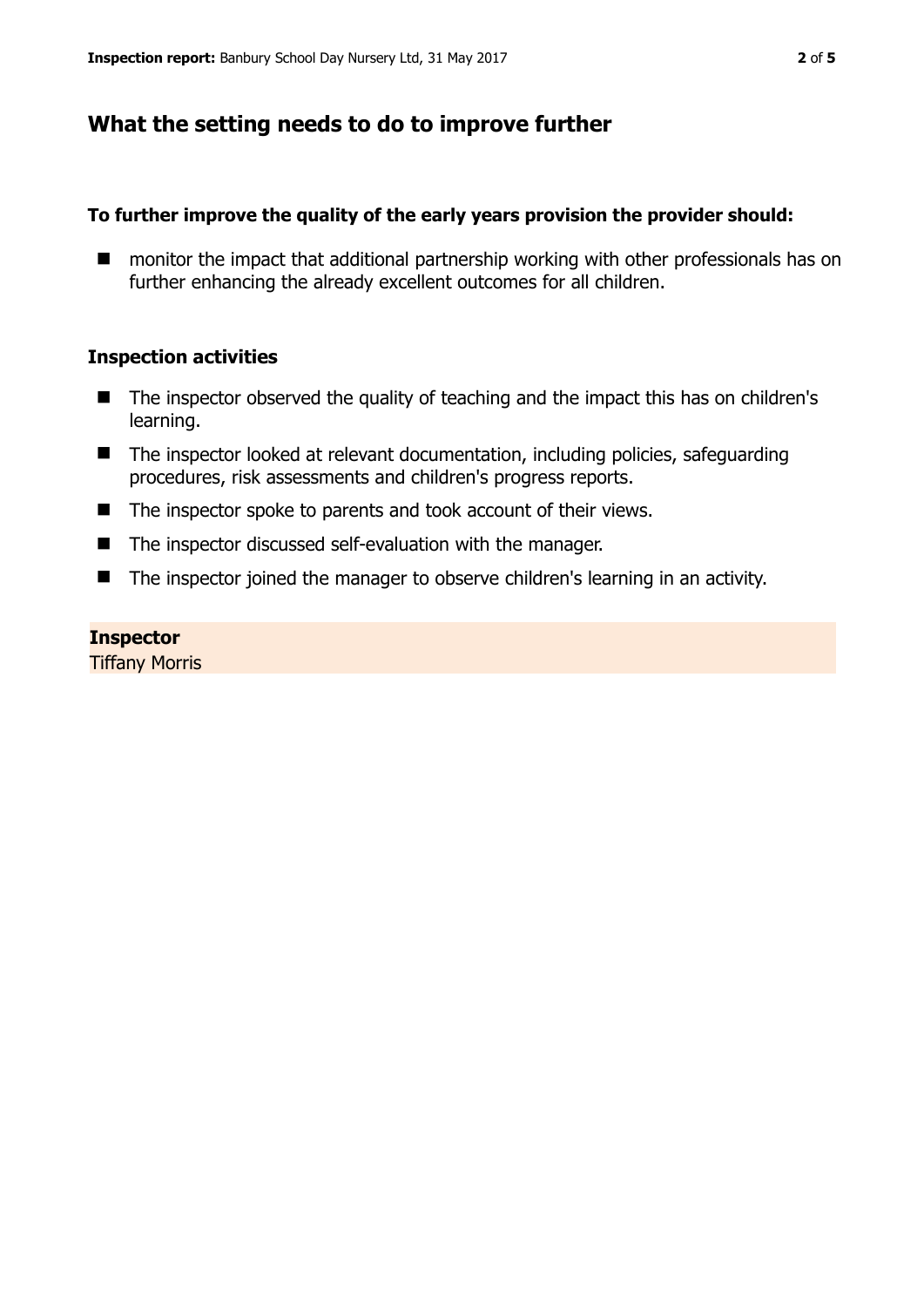## What the setting needs to do to improve further

**To further improve the quality of the early years provision the provider should:**

- monitor the impact that additional partnership working with other professionals has on further enhancing the already excellent outcomes for all children.

### Inspection activities

- The inspector observed the quality of teaching and the impact this has on children's learning.
- The inspector looked at relevant documentation, including policies, safeguarding procedures, risk assessments and children's progress reports.
- The inspector spoke to parents and took account of their views.
- The inspector discussed self-evaluation with the manager.
- The inspector joined the manager to observe children's learning in an activity.

**Inspector**
Tiffany Morris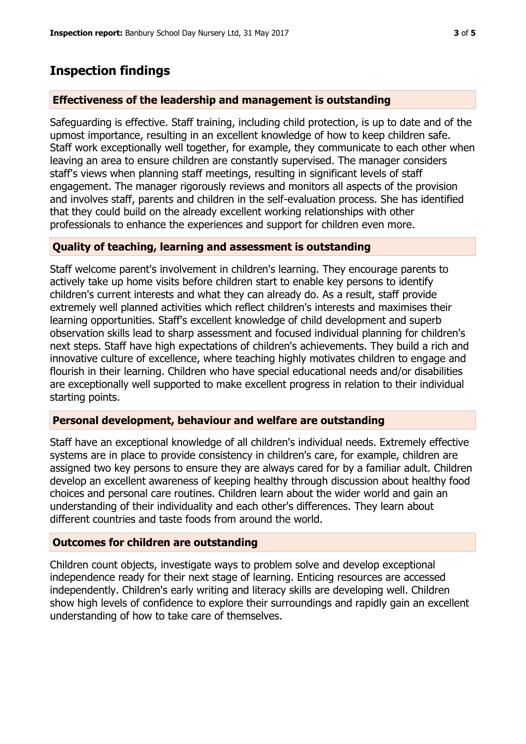## Inspection findings

### Effectiveness of the leadership and management is outstanding

Safeguarding is effective. Staff training, including child protection, is up to date and of the upmost importance, resulting in an excellent knowledge of how to keep children safe. Staff work exceptionally well together, for example, they communicate to each other when leaving an area to ensure children are constantly supervised. The manager considers staff's views when planning staff meetings, resulting in significant levels of staff engagement. The manager rigorously reviews and monitors all aspects of the provision and involves staff, parents and children in the self-evaluation process. She has identified that they could build on the already excellent working relationships with other professionals to enhance the experiences and support for children even more.

### Quality of teaching, learning and assessment is outstanding

Staff welcome parent's involvement in children's learning. They encourage parents to actively take up home visits before children start to enable key persons to identify children's current interests and what they can already do. As a result, staff provide extremely well planned activities which reflect children's interests and maximises their learning opportunities. Staff's excellent knowledge of child development and superb observation skills lead to sharp assessment and focused individual planning for children's next steps. Staff have high expectations of children's achievements. They build a rich and innovative culture of excellence, where teaching highly motivates children to engage and flourish in their learning. Children who have special educational needs and/or disabilities are exceptionally well supported to make excellent progress in relation to their individual starting points.

### Personal development, behaviour and welfare are outstanding

Staff have an exceptional knowledge of all children's individual needs. Extremely effective systems are in place to provide consistency in children's care, for example, children are assigned two key persons to ensure they are always cared for by a familiar adult. Children develop an excellent awareness of keeping healthy through discussion about healthy food choices and personal care routines. Children learn about the wider world and gain an understanding of their individuality and each other's differences. They learn about different countries and taste foods from around the world.

### Outcomes for children are outstanding

Children count objects, investigate ways to problem solve and develop exceptional independence ready for their next stage of learning. Enticing resources are accessed independently. Children's early writing and literacy skills are developing well. Children show high levels of confidence to explore their surroundings and rapidly gain an excellent understanding of how to take care of themselves.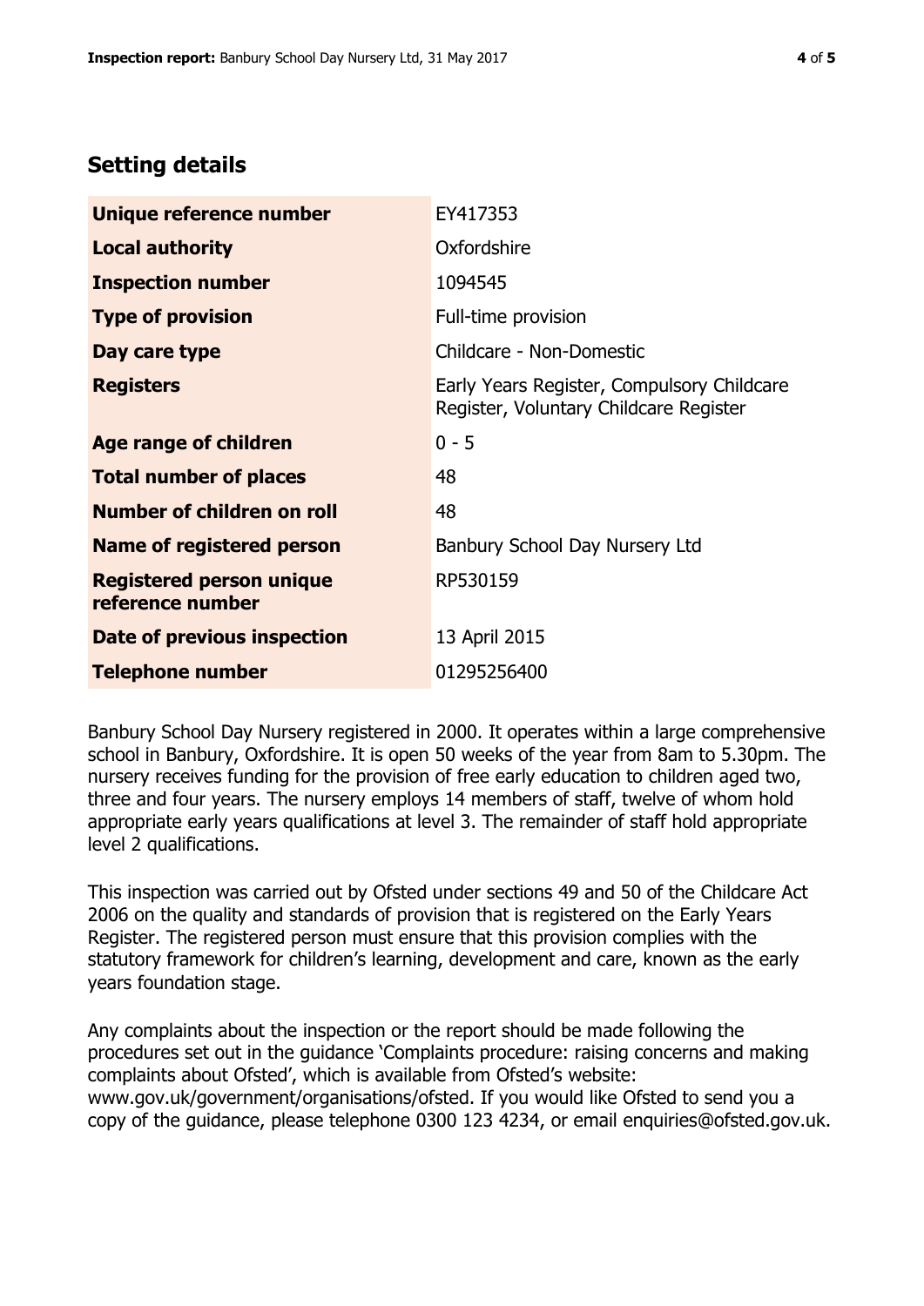## Setting details

| | |
|---|---|
| **Unique reference number** | EY417353 |
| **Local authority** | Oxfordshire |
| **Inspection number** | 1094545 |
| **Type of provision** | Full-time provision |
| **Day care type** | Childcare - Non-Domestic |
| **Registers** | Early Years Register, Compulsory Childcare Register, Voluntary Childcare Register |
| **Age range of children** | 0 - 5 |
| **Total number of places** | 48 |
| **Number of children on roll** | 48 |
| **Name of registered person** | Banbury School Day Nursery Ltd |
| **Registered person unique reference number** | RP530159 |
| **Date of previous inspection** | 13 April 2015 |
| **Telephone number** | 01295256400 |

Banbury School Day Nursery registered in 2000. It operates within a large comprehensive school in Banbury, Oxfordshire. It is open 50 weeks of the year from 8am to 5.30pm. The nursery receives funding for the provision of free early education to children aged two, three and four years. The nursery employs 14 members of staff, twelve of whom hold appropriate early years qualifications at level 3. The remainder of staff hold appropriate level 2 qualifications.

This inspection was carried out by Ofsted under sections 49 and 50 of the Childcare Act 2006 on the quality and standards of provision that is registered on the Early Years Register. The registered person must ensure that this provision complies with the statutory framework for children's learning, development and care, known as the early years foundation stage.

Any complaints about the inspection or the report should be made following the procedures set out in the guidance 'Complaints procedure: raising concerns and making complaints about Ofsted', which is available from Ofsted's website: www.gov.uk/government/organisations/ofsted. If you would like Ofsted to send you a copy of the guidance, please telephone 0300 123 4234, or email enquiries@ofsted.gov.uk.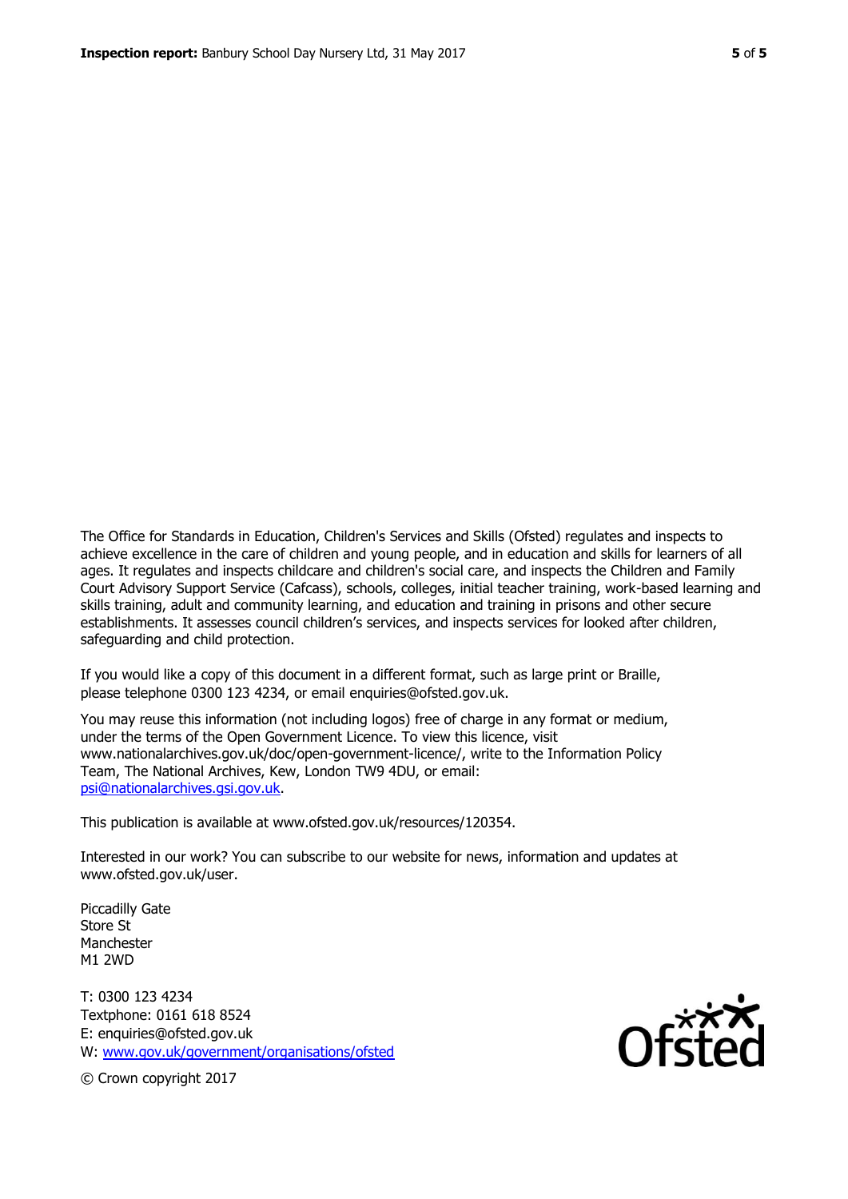The Office for Standards in Education, Children's Services and Skills (Ofsted) regulates and inspects to achieve excellence in the care of children and young people, and in education and skills for learners of all ages. It regulates and inspects childcare and children's social care, and inspects the Children and Family Court Advisory Support Service (Cafcass), schools, colleges, initial teacher training, work-based learning and skills training, adult and community learning, and education and training in prisons and other secure establishments. It assesses council children's services, and inspects services for looked after children, safeguarding and child protection.

If you would like a copy of this document in a different format, such as large print or Braille, please telephone 0300 123 4234, or email enquiries@ofsted.gov.uk.

You may reuse this information (not including logos) free of charge in any format or medium, under the terms of the Open Government Licence. To view this licence, visit www.nationalarchives.gov.uk/doc/open-government-licence/, write to the Information Policy Team, The National Archives, Kew, London TW9 4DU, or email: psi@nationalarchives.gsi.gov.uk.

This publication is available at www.ofsted.gov.uk/resources/120354.

Interested in our work? You can subscribe to our website for news, information and updates at www.ofsted.gov.uk/user.

Piccadilly Gate
Store St
Manchester
M1 2WD

T: 0300 123 4234
Textphone: 0161 618 8524
E: enquiries@ofsted.gov.uk
W: www.gov.uk/government/organisations/ofsted

© Crown copyright 2017